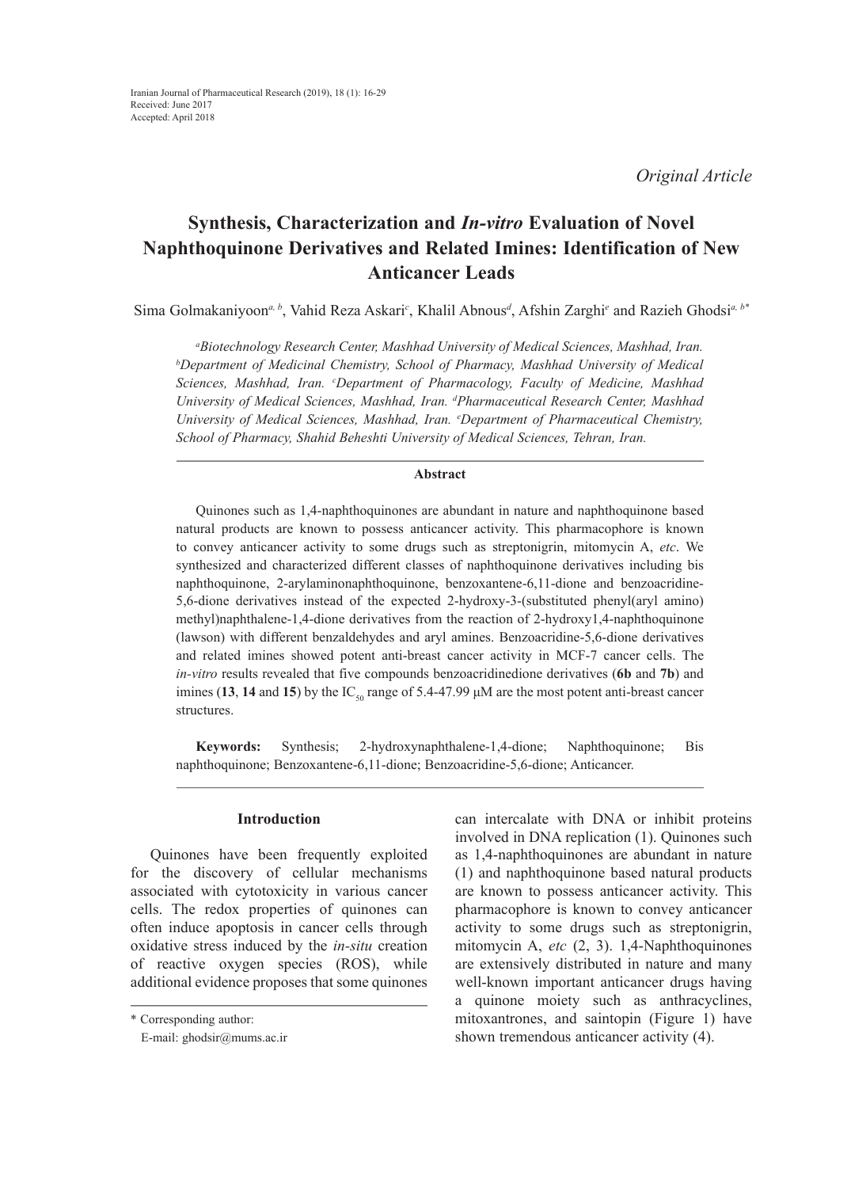*Original Article*

# Synthesis, Characterization and *In-vitro* Evaluation of Novel Naphthoquinone Derivatives and Related Imines: Identification of New Anticancer Leads

Sima Golmakaniyoon[a, b], Vahid Reza Askari[c], Khalil Abnous[d], Afshin Zarghi[e] and Razieh Ghodsi[a, b*]

*[a]Biotechnology Research Center, Mashhad University of Medical Sciences, Mashhad, Iran. [b]Department of Medicinal Chemistry, School of Pharmacy, Mashhad University of Medical Sciences, Mashhad, Iran. [c]Department of Pharmacology, Faculty of Medicine, Mashhad University of Medical Sciences, Mashhad, Iran. [d]Pharmaceutical Research Center, Mashhad University of Medical Sciences, Mashhad, Iran. [e]Department of Pharmaceutical Chemistry, School of Pharmacy, Shahid Beheshti University of Medical Sciences, Tehran, Iran.*

## Abstract

Quinones such as 1,4-naphthoquinones are abundant in nature and naphthoquinone based natural products are known to possess anticancer activity. This pharmacophore is known to convey anticancer activity to some drugs such as streptonigrin, mitomycin A, *etc*. We synthesized and characterized different classes of naphthoquinone derivatives including bis naphthoquinone, 2-arylaminonaphthoquinone, benzoxantene-6,11-dione and benzoacridine-5,6-dione derivatives instead of the expected 2-hydroxy-3-(substituted phenyl(aryl amino) methyl)naphthalene-1,4-dione derivatives from the reaction of 2-hydroxy1,4-naphthoquinone (lawson) with different benzaldehydes and aryl amines. Benzoacridine-5,6-dione derivatives and related imines showed potent anti-breast cancer activity in MCF-7 cancer cells. The *in-vitro* results revealed that five compounds benzoacridinedione derivatives (**6b** and **7b**) and imines (**13**, **14** and **15**) by the $IC_{50}$ range of 5.4-47.99 μM are the most potent anti-breast cancer structures.

**Keywords:** Synthesis; 2-hydroxynaphthalene-1,4-dione; Naphthoquinone; Bis naphthoquinone; Benzoxantene-6,11-dione; Benzoacridine-5,6-dione; Anticancer.

## Introduction

Quinones have been frequently exploited for the discovery of cellular mechanisms associated with cytotoxicity in various cancer cells. The redox properties of quinones can often induce apoptosis in cancer cells through oxidative stress induced by the *in-situ* creation of reactive oxygen species (ROS), while additional evidence proposes that some quinones can intercalate with DNA or inhibit proteins involved in DNA replication (1). Quinones such as 1,4-naphthoquinones are abundant in nature (1) and naphthoquinone based natural products are known to possess anticancer activity. This pharmacophore is known to convey anticancer activity to some drugs such as streptonigrin, mitomycin A, *etc* (2, 3). 1,4-Naphthoquinones are extensively distributed in nature and many well-known important anticancer drugs having a quinone moiety such as anthracyclines, mitoxantrones, and saintopin (Figure 1) have shown tremendous anticancer activity (4).

\* Corresponding author:
E-mail: ghodsir@mums.ac.ir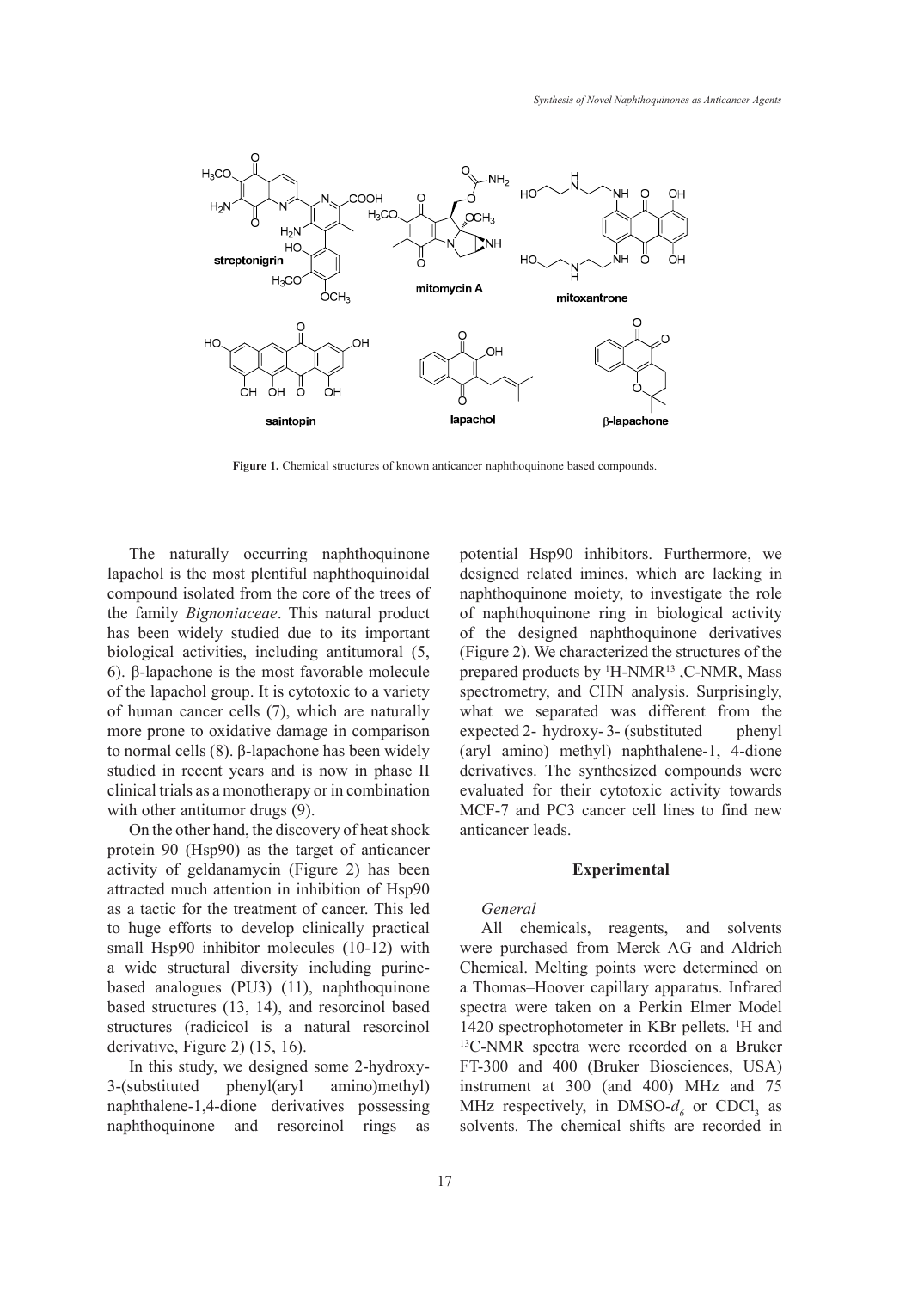**Figure 1.** Chemical structures of known anticancer naphthoquinone based compounds.

The naturally occurring naphthoquinone lapachol is the most plentiful naphthoquinoidal compound isolated from the core of the trees of the family *Bignoniaceae*. This natural product has been widely studied due to its important biological activities, including antitumoral (5, 6). β-lapachone is the most favorable molecule of the lapachol group. It is cytotoxic to a variety of human cancer cells (7), which are naturally more prone to oxidative damage in comparison to normal cells (8). β-lapachone has been widely studied in recent years and is now in phase II clinical trials as a monotherapy or in combination with other antitumor drugs (9).

On the other hand, the discovery of heat shock protein 90 (Hsp90) as the target of anticancer activity of geldanamycin (Figure 2) has been attracted much attention in inhibition of Hsp90 as a tactic for the treatment of cancer. This led to huge efforts to develop clinically practical small Hsp90 inhibitor molecules (10-12) with a wide structural diversity including purine-based analogues (PU3) (11), naphthoquinone based structures (13, 14), and resorcinol based structures (radicicol is a natural resorcinol derivative, Figure 2) (15, 16).

In this study, we designed some 2-hydroxy-3-(substituted phenyl(aryl amino)methyl) naphthalene-1,4-dione derivatives possessing naphthoquinone and resorcinol rings as potential Hsp90 inhibitors. Furthermore, we designed related imines, which are lacking in naphthoquinone moiety, to investigate the role of naphthoquinone ring in biological activity of the designed naphthoquinone derivatives (Figure 2). We characterized the structures of the prepared products by $^{1}$H-NMR, $^{13}$C-NMR, Mass spectrometry, and CHN analysis. Surprisingly, what we separated was different from the expected 2- hydroxy- 3- (substituted phenyl (aryl amino) methyl) naphthalene-1, 4-dione derivatives. The synthesized compounds were evaluated for their cytotoxic activity towards MCF-7 and PC3 cancer cell lines to find new anticancer leads.

## Experimental

### *General*

All chemicals, reagents, and solvents were purchased from Merck AG and Aldrich Chemical. Melting points were determined on a Thomas–Hoover capillary apparatus. Infrared spectra were taken on a Perkin Elmer Model 1420 spectrophotometer in KBr pellets. $^{1}$H and $^{13}$C-NMR spectra were recorded on a Bruker FT-300 and 400 (Bruker Biosciences, USA) instrument at 300 (and 400) MHz and 75 MHz respectively, in DMSO-$d_6$ or $CDCl_3$ as solvents. The chemical shifts are recorded in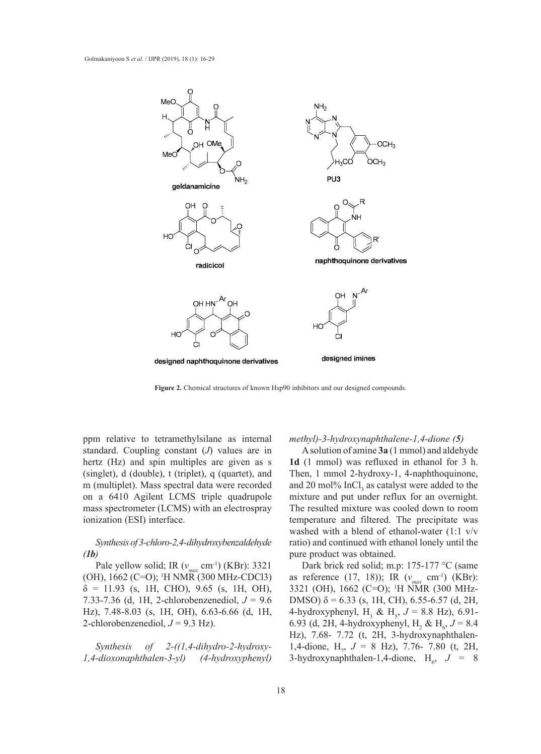**Figure 2.** Chemical structures of known Hsp90 inhibitors and our designed compounds.

ppm relative to tetramethylsilane as internal standard. Coupling constant ($J$) values are in hertz (Hz) and spin multiples are given as s (singlet), d (double), t (triplet), q (quartet), and m (multiplet). Mass spectral data were recorded on a 6410 Agilent LCMS triple quadrupole mass spectrometer (LCMS) with an electrospray ionization (ESI) interface.

*Synthesis of 3-chloro-2,4-dihydroxybenzaldehyde (**1b**)*

Pale yellow solid; IR ($v_{max}$ cm$^{-1}$) (KBr): 3321 (OH), 1662 (C=O); $^{1}$H NMR (300 MHz-CDCl3) δ = 11.93 (s, 1H, CHO), 9.65 (s, 1H, OH), 7.33-7.36 (d, 1H, 2-chlorobenzenediol, $J$ = 9.6 Hz), 7.48-8.03 (s, 1H, OH), 6.63-6.66 (d, 1H, 2-chlorobenzenediol, $J$ = 9.3 Hz).

*Synthesis of 2-((1,4-dihydro-2-hydroxy-1,4-dioxonaphthalen-3-yl) (4-hydroxyphenyl) methyl)-3-hydroxynaphthalene-1,4-dione (**5**)*

A solution of amine **3a** (1 mmol) and aldehyde **1d** (1 mmol) was refluxed in ethanol for 3 h. Then, 1 mmol 2-hydroxy-1, 4-naphthoquinone, and 20 mol% $InCl_3$ as catalyst were added to the mixture and put under reflux for an overnight. The resulted mixture was cooled down to room temperature and filtered. The precipitate was washed with a blend of ethanol-water (1:1 v/v ratio) and continued with ethanol lonely until the pure product was obtained.

Dark brick red solid; m.p: 175-177 °C (same as reference (17, 18)); IR ($v_{max}$ cm$^{-1}$) (KBr): 3321 (OH), 1662 (C=O); $^{1}$H NMR (300 MHz-DMSO) δ = 6.33 (s, 1H, CH), 6.55-6.57 (d, 2H, 4-hydroxyphenyl, $H_3$ & $H_5$, $J$ = 8.8 Hz), 6.91-6.93 (d, 2H, 4-hydroxyphenyl, $H_2$ & $H_6$, $J$ = 8.4 Hz), 7.68- 7.72 (t, 2H, 3-hydroxynaphthalen-1,4-dione, $H_7$, $J$ = 8 Hz), 7.76- 7.80 (t, 2H, 3-hydroxynaphthalen-1,4-dione, $H_6$, $J$ = 8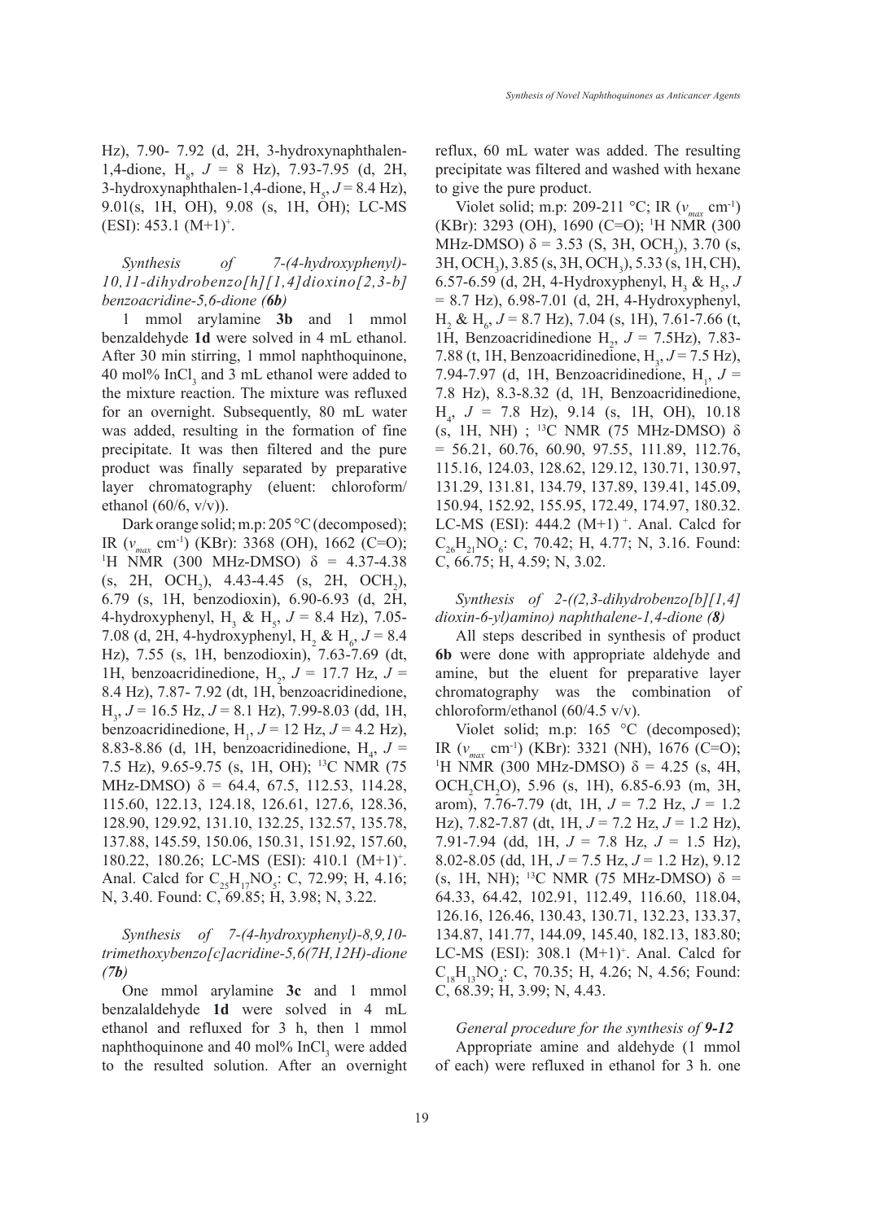Hz), 7.90- 7.92 (d, 2H, 3-hydroxynaphthalen-1,4-dione, $H_8$, $J$ = 8 Hz), 7.93-7.95 (d, 2H, 3-hydroxynaphthalen-1,4-dione, $H_5$, $J$ = 8.4 Hz), 9.01(s, 1H, OH), 9.08 (s, 1H, OH); LC-MS (ESI): 453.1 $(M+1)^+$.

*Synthesis of 7-(4-hydroxyphenyl)-10,11-dihydrobenzo[h][1,4]dioxino[2,3-b] benzoacridine-5,6-dione (**6b**)*

1 mmol arylamine **3b** and 1 mmol benzaldehyde **1d** were solved in 4 mL ethanol. After 30 min stirring, 1 mmol naphthoquinone, 40 mol% $InCl_3$ and 3 mL ethanol were added to the mixture reaction. The mixture was refluxed for an overnight. Subsequently, 80 mL water was added, resulting in the formation of fine precipitate. It was then filtered and the pure product was finally separated by preparative layer chromatography (eluent: chloroform/ethanol (60/6, v/v)).

Dark orange solid; m.p: 205 °C (decomposed); IR ($v_{max}$ $cm^{-1}$) (KBr): 3368 (OH), 1662 (C=O); $^1$H NMR (300 MHz-DMSO) δ = 4.37-4.38 (s, 2H, $OCH_2$), 4.43-4.45 (s, 2H, $OCH_2$), 6.79 (s, 1H, benzodioxin), 6.90-6.93 (d, 2H, 4-hydroxyphenyl, $H_3$ & $H_5$, $J$ = 8.4 Hz), 7.05-7.08 (d, 2H, 4-hydroxyphenyl, $H_2$ & $H_6$, $J$ = 8.4 Hz), 7.55 (s, 1H, benzodioxin), 7.63-7.69 (dt, 1H, benzoacridinedione, $H_2$, $J$ = 17.7 Hz, $J$ = 8.4 Hz), 7.87- 7.92 (dt, 1H, benzoacridinedione, $H_3$, $J$ = 16.5 Hz, $J$ = 8.1 Hz), 7.99-8.03 (dd, 1H, benzoacridinedione, $H_1$, $J$ = 12 Hz, $J$ = 4.2 Hz), 8.83-8.86 (d, 1H, benzoacridinedione, $H_4$, $J$ = 7.5 Hz), 9.65-9.75 (s, 1H, OH); $^{13}$C NMR (75 MHz-DMSO) δ = 64.4, 67.5, 112.53, 114.28, 115.60, 122.13, 124.18, 126.61, 127.6, 128.36, 128.90, 129.92, 131.10, 132.25, 132.57, 135.78, 137.88, 145.59, 150.06, 150.31, 151.92, 157.60, 180.22, 180.26; LC-MS (ESI): 410.1 $(M+1)^+$. Anal. Calcd for $C_{25}H_{17}NO_5$: C, 72.99; H, 4.16; N, 3.40. Found: C, 69.85; H, 3.98; N, 3.22.

*Synthesis of 7-(4-hydroxyphenyl)-8,9,10-trimethoxybenzo[c]acridine-5,6(7H,12H)-dione (**7b**)*

One mmol arylamine **3c** and 1 mmol benzalaldehyde **1d** were solved in 4 mL ethanol and refluxed for 3 h, then 1 mmol naphthoquinone and 40 mol% $InCl_3$ were added to the resulted solution. After an overnight reflux, 60 mL water was added. The resulting precipitate was filtered and washed with hexane to give the pure product.

Violet solid; m.p: 209-211 °C; IR ($v_{max}$ $cm^{-1}$) (KBr): 3293 (OH), 1690 (C=O); $^1$H NMR (300 MHz-DMSO) δ = 3.53 (S, 3H, $OCH_3$), 3.70 (s, 3H, $OCH_3$), 3.85 (s, 3H, $OCH_3$), 5.33 (s, 1H, CH), 6.57-6.59 (d, 2H, 4-Hydroxyphenyl, $H_3$ & $H_5$, $J$ = 8.7 Hz), 6.98-7.01 (d, 2H, 4-Hydroxyphenyl, $H_2$ & $H_6$, $J$ = 8.7 Hz), 7.04 (s, 1H), 7.61-7.66 (t, 1H, Benzoacridinedione $H_2$, $J$ = 7.5Hz), 7.83-7.88 (t, 1H, Benzoacridinedione, $H_3$, $J$ = 7.5 Hz), 7.94-7.97 (d, 1H, Benzoacridinedione, $H_1$, $J$ = 7.8 Hz), 8.3-8.32 (d, 1H, Benzoacridinedione, $H_4$, $J$ = 7.8 Hz), 9.14 (s, 1H, OH), 10.18 (s, 1H, NH) ; $^{13}$C NMR (75 MHz-DMSO) δ = 56.21, 60.76, 60.90, 97.55, 111.89, 112.76, 115.16, 124.03, 128.62, 129.12, 130.71, 130.97, 131.29, 131.81, 134.79, 137.89, 139.41, 145.09, 150.94, 152.92, 155.95, 172.49, 174.97, 180.32. LC-MS (ESI): 444.2 $(M+1)^+$. Anal. Calcd for $C_{26}H_{21}NO_6$: C, 70.42; H, 4.77; N, 3.16. Found: C, 66.75; H, 4.59; N, 3.02.

*Synthesis of 2-((2,3-dihydrobenzo[b][1,4] dioxin-6-yl)amino) naphthalene-1,4-dione (**8**)*

All steps described in synthesis of product **6b** were done with appropriate aldehyde and amine, but the eluent for preparative layer chromatography was the combination of chloroform/ethanol (60/4.5 v/v).

Violet solid; m.p: 165 °C (decomposed); IR ($v_{max}$ $cm^{-1}$) (KBr): 3321 (NH), 1676 (C=O); $^1$H NMR (300 MHz-DMSO) δ = 4.25 (s, 4H, $OCH_2CH_2O$), 5.96 (s, 1H), 6.85-6.93 (m, 3H, arom), 7.76-7.79 (dt, 1H, $J$ = 7.2 Hz, $J$ = 1.2 Hz), 7.82-7.87 (dt, 1H, $J$ = 7.2 Hz, $J$ = 1.2 Hz), 7.91-7.94 (dd, 1H, $J$ = 7.8 Hz, $J$ = 1.5 Hz), 8.02-8.05 (dd, 1H, $J$ = 7.5 Hz, $J$ = 1.2 Hz), 9.12 (s, 1H, NH); $^{13}$C NMR (75 MHz-DMSO) δ = 64.33, 64.42, 102.91, 112.49, 116.60, 118.04, 126.16, 126.46, 130.43, 130.71, 132.23, 133.37, 134.87, 141.77, 144.09, 145.40, 182.13, 183.80; LC-MS (ESI): 308.1 $(M+1)^+$. Anal. Calcd for $C_{18}H_{13}NO_4$: C, 70.35; H, 4.26; N, 4.56; Found: C, 68.39; H, 3.99; N, 4.43.

*General procedure for the synthesis of 9-12*

Appropriate amine and aldehyde (1 mmol of each) were refluxed in ethanol for 3 h. one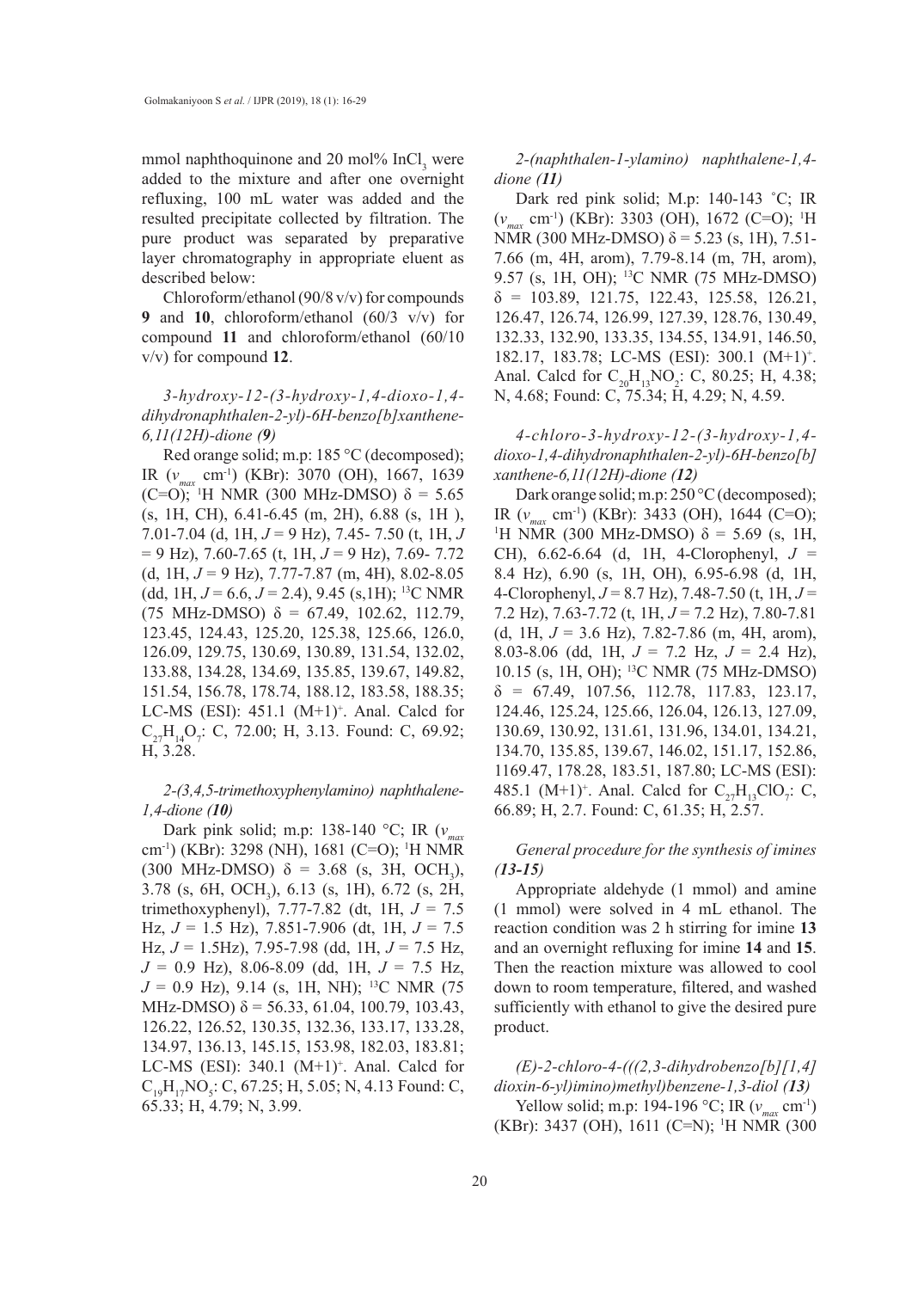mmol naphthoquinone and 20 mol% $InCl_3$ were added to the mixture and after one overnight refluxing, 100 mL water was added and the resulted precipitate collected by filtration. The pure product was separated by preparative layer chromatography in appropriate eluent as described below:

Chloroform/ethanol (90/8 v/v) for compounds **9** and **10**, chloroform/ethanol (60/3 v/v) for compound **11** and chloroform/ethanol (60/10 v/v) for compound **12**.

*3-hydroxy-12-(3-hydroxy-1,4-dioxo-1,4-dihydronaphthalen-2-yl)-6H-benzo[b]xanthene-6,11(12H)-dione (9)*

Red orange solid; m.p: 185 °C (decomposed); IR ($v_{max}$ cm$^{-1}$) (KBr): 3070 (OH), 1667, 1639 (C=O); $^1$H NMR (300 MHz-DMSO) δ = 5.65 (s, 1H, CH), 6.41-6.45 (m, 2H), 6.88 (s, 1H ), 7.01-7.04 (d, 1H, $J$ = 9 Hz), 7.45- 7.50 (t, 1H, $J$ = 9 Hz), 7.60-7.65 (t, 1H, $J$ = 9 Hz), 7.69- 7.72 (d, 1H, $J$ = 9 Hz), 7.77-7.87 (m, 4H), 8.02-8.05 (dd, 1H, $J$ = 6.6, $J$ = 2.4), 9.45 (s,1H); $^{13}$C NMR (75 MHz-DMSO) δ = 67.49, 102.62, 112.79, 123.45, 124.43, 125.20, 125.38, 125.66, 126.0, 126.09, 129.75, 130.69, 130.89, 131.54, 132.02, 133.88, 134.28, 134.69, 135.85, 139.67, 149.82, 151.54, 156.78, 178.74, 188.12, 183.58, 188.35; LC-MS (ESI): 451.1 (M+1)$^+$. Anal. Calcd for $C_{27}H_{14}O_7$: C, 72.00; H, 3.13. Found: C, 69.92; H, 3.28.

*2-(3,4,5-trimethoxyphenylamino) naphthalene-1,4-dione (10)*

Dark pink solid; m.p: 138-140 °C; IR ($v_{max}$ cm$^{-1}$) (KBr): 3298 (NH), 1681 (C=O); $^1$H NMR (300 MHz-DMSO) δ = 3.68 (s, 3H, $OCH_3$), 3.78 (s, 6H, $OCH_3$), 6.13 (s, 1H), 6.72 (s, 2H, trimethoxyphenyl), 7.77-7.82 (dt, 1H, $J$ = 7.5 Hz, $J$ = 1.5 Hz), 7.851-7.906 (dt, 1H, $J$ = 7.5 Hz, $J$ = 1.5Hz), 7.95-7.98 (dd, 1H, $J$ = 7.5 Hz, $J$ = 0.9 Hz), 8.06-8.09 (dd, 1H, $J$ = 7.5 Hz, $J$ = 0.9 Hz), 9.14 (s, 1H, NH); $^{13}$C NMR (75 MHz-DMSO) δ = 56.33, 61.04, 100.79, 103.43, 126.22, 126.52, 130.35, 132.36, 133.17, 133.28, 134.97, 136.13, 145.15, 153.98, 182.03, 183.81; LC-MS (ESI): 340.1 (M+1)$^+$. Anal. Calcd for $C_{19}H_{17}NO_5$: C, 67.25; H, 5.05; N, 4.13 Found: C, 65.33; H, 4.79; N, 3.99.

*2-(naphthalen-1-ylamino) naphthalene-1,4-dione (11)*

Dark red pink solid; M.p: 140-143 ˚C; IR ($v_{max}$ cm$^{-1}$) (KBr): 3303 (OH), 1672 (C=O); $^1$H NMR (300 MHz-DMSO) δ = 5.23 (s, 1H), 7.51-7.66 (m, 4H, arom), 7.79-8.14 (m, 7H, arom), 9.57 (s, 1H, OH); $^{13}$C NMR (75 MHz-DMSO) δ = 103.89, 121.75, 122.43, 125.58, 126.21, 126.47, 126.74, 126.99, 127.39, 128.76, 130.49, 132.33, 132.90, 133.35, 134.55, 134.91, 146.50, 182.17, 183.78; LC-MS (ESI): 300.1 (M+1)$^+$. Anal. Calcd for $C_{20}H_{13}NO_2$: C, 80.25; H, 4.38; N, 4.68; Found: C, 75.34; H, 4.29; N, 4.59.

*4-chloro-3-hydroxy-12-(3-hydroxy-1,4-dioxo-1,4-dihydronaphthalen-2-yl)-6H-benzo[b]xanthene-6,11(12H)-dione (12)*

Dark orange solid; m.p: 250 °C (decomposed); IR ($v_{max}$ cm$^{-1}$) (KBr): 3433 (OH), 1644 (C=O); $^1$H NMR (300 MHz-DMSO) δ = 5.69 (s, 1H, CH), 6.62-6.64 (d, 1H, 4-Clorophenyl, $J$ = 8.4 Hz), 6.90 (s, 1H, OH), 6.95-6.98 (d, 1H, 4-Clorophenyl, $J$ = 8.7 Hz), 7.48-7.50 (t, 1H, $J$ = 7.2 Hz), 7.63-7.72 (t, 1H, $J$ = 7.2 Hz), 7.80-7.81 (d, 1H, $J$ = 3.6 Hz), 7.82-7.86 (m, 4H, arom), 8.03-8.06 (dd, 1H, $J$ = 7.2 Hz, $J$ = 2.4 Hz), 10.15 (s, 1H, OH); $^{13}$C NMR (75 MHz-DMSO) δ = 67.49, 107.56, 112.78, 117.83, 123.17, 124.46, 125.24, 125.66, 126.04, 126.13, 127.09, 130.69, 130.92, 131.61, 131.96, 134.01, 134.21, 134.70, 135.85, 139.67, 146.02, 151.17, 152.86, 1169.47, 178.28, 183.51, 187.80; LC-MS (ESI): 485.1 (M+1)$^+$. Anal. Calcd for $C_{27}H_{13}ClO_7$: C, 66.89; H, 2.7. Found: C, 61.35; H, 2.57.

*General procedure for the synthesis of imines (13-15)*

Appropriate aldehyde (1 mmol) and amine (1 mmol) were solved in 4 mL ethanol. The reaction condition was 2 h stirring for imine **13** and an overnight refluxing for imine **14** and **15**. Then the reaction mixture was allowed to cool down to room temperature, filtered, and washed sufficiently with ethanol to give the desired pure product.

*(E)-2-chloro-4-(((2,3-dihydrobenzo[b][1,4]dioxin-6-yl)imino)methyl)benzene-1,3-diol (13)*

Yellow solid; m.p: 194-196 °C; IR ($v_{max}$ cm$^{-1}$) (KBr): 3437 (OH), 1611 (C=N); $^1$H NMR (300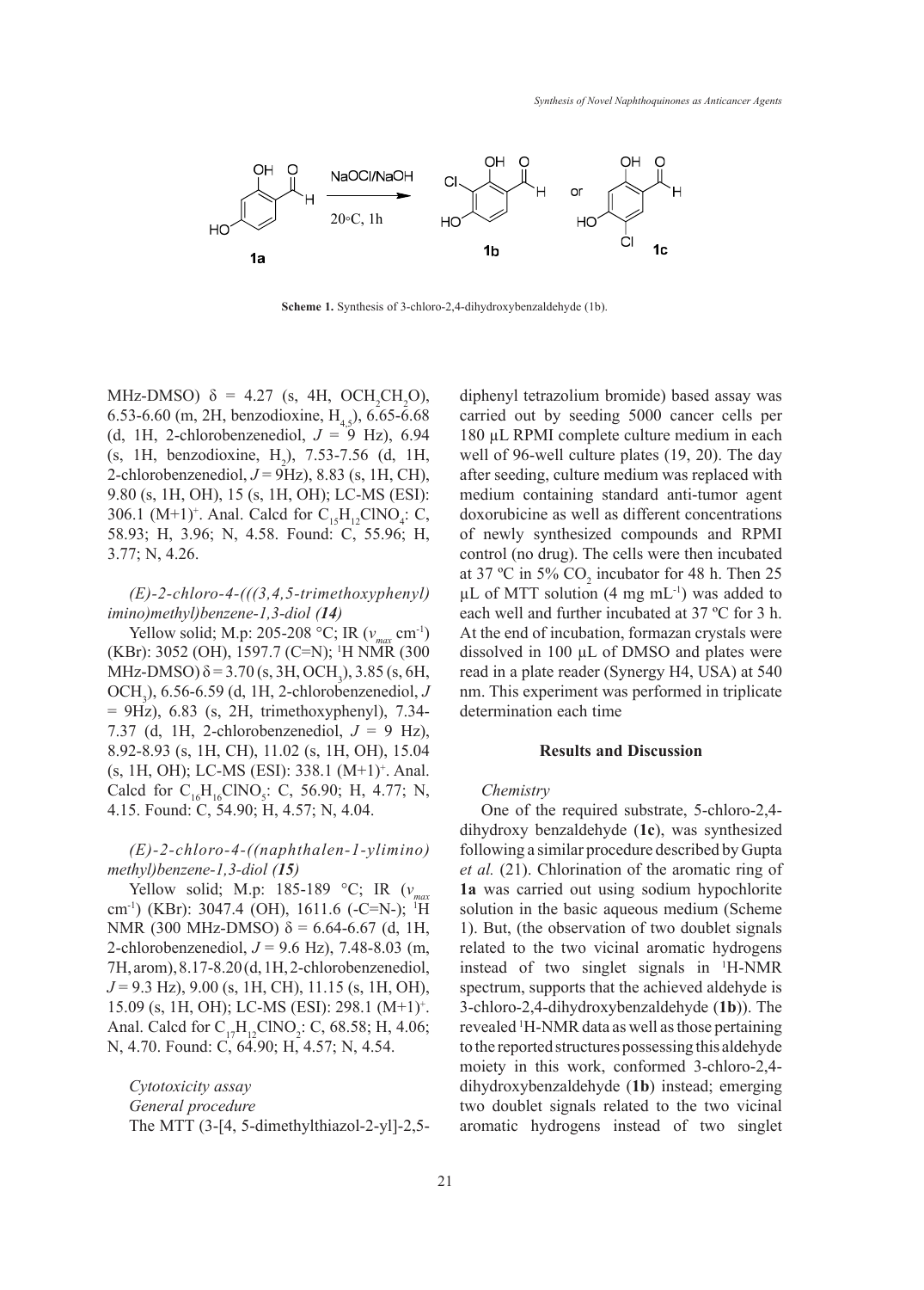**Scheme 1.** Synthesis of 3-chloro-2,4-dihydroxybenzaldehyde (1b).

MHz-DMSO) δ = 4.27 (s, 4H, $OCH_2CH_2O$), 6.53-6.60 (m, 2H, benzodioxine, $H_{4,5}$), 6.65-6.68 (d, 1H, 2-chlorobenzenediol, $J$ = 9 Hz), 6.94 (s, 1H, benzodioxine, $H_2$), 7.53-7.56 (d, 1H, 2-chlorobenzenediol, $J$ = 9Hz), 8.83 (s, 1H, CH), 9.80 (s, 1H, OH), 15 (s, 1H, OH); LC-MS (ESI): 306.1 $(M+1)^+$. Anal. Calcd for $C_{15}H_{12}ClNO_4$: C, 58.93; H, 3.96; N, 4.58. Found: C, 55.96; H, 3.77; N, 4.26.

*(E)-2-chloro-4-(((3,4,5-trimethoxyphenyl)imino)methyl)benzene-1,3-diol (**14**)*

Yellow solid; M.p: 205-208 °C; IR ($v_{max}$ $cm^{-1}$) (KBr): 3052 (OH), 1597.7 (C=N); $^1$H NMR (300 MHz-DMSO) δ = 3.70 (s, 3H, $OCH_3$), 3.85 (s, 6H, $OCH_3$), 6.56-6.59 (d, 1H, 2-chlorobenzenediol, $J$ = 9Hz), 6.83 (s, 2H, trimethoxyphenyl), 7.34-7.37 (d, 1H, 2-chlorobenzenediol, $J$ = 9 Hz), 8.92-8.93 (s, 1H, CH), 11.02 (s, 1H, OH), 15.04 (s, 1H, OH); LC-MS (ESI): 338.1 $(M+1)^+$. Anal. Calcd for $C_{16}H_{16}ClNO_5$: C, 56.90; H, 4.77; N, 4.15. Found: C, 54.90; H, 4.57; N, 4.04.

*(E)-2-chloro-4-((naphthalen-1-ylimino)methyl)benzene-1,3-diol (**15**)*

Yellow solid; M.p: 185-189 °C; IR ($v_{max}$ $cm^{-1}$) (KBr): 3047.4 (OH), 1611.6 (-C=N-); $^1$H NMR (300 MHz-DMSO) δ = 6.64-6.67 (d, 1H, 2-chlorobenzenediol, $J$ = 9.6 Hz), 7.48-8.03 (m, 7H, arom), 8.17-8.20 (d, 1H, 2-chlorobenzenediol, $J$ = 9.3 Hz), 9.00 (s, 1H, CH), 11.15 (s, 1H, OH), 15.09 (s, 1H, OH); LC-MS (ESI): 298.1 $(M+1)^+$. Anal. Calcd for $C_{17}H_{12}ClNO_2$: C, 68.58; H, 4.06; N, 4.70. Found: C, 64.90; H, 4.57; N, 4.54.

*Cytotoxicity assay*

*General procedure*

The MTT (3-[4, 5-dimethylthiazol-2-yl]-2,5-diphenyl tetrazolium bromide) based assay was carried out by seeding 5000 cancer cells per 180 µL RPMI complete culture medium in each well of 96-well culture plates (19, 20). The day after seeding, culture medium was replaced with medium containing standard anti-tumor agent doxorubicine as well as different concentrations of newly synthesized compounds and RPMI control (no drug). The cells were then incubated at 37 ºC in 5% $CO_2$ incubator for 48 h. Then 25 µL of MTT solution (4 mg $mL^{-1}$) was added to each well and further incubated at 37 ºC for 3 h. At the end of incubation, formazan crystals were dissolved in 100 µL of DMSO and plates were read in a plate reader (Synergy H4, USA) at 540 nm. This experiment was performed in triplicate determination each time

## Results and Discussion

*Chemistry*

One of the required substrate, 5-chloro-2,4-dihydroxy benzaldehyde (**1c**), was synthesized following a similar procedure described by Gupta *et al.* (21). Chlorination of the aromatic ring of **1a** was carried out using sodium hypochlorite solution in the basic aqueous medium (Scheme 1). But, (the observation of two doublet signals related to the two vicinal aromatic hydrogens instead of two singlet signals in $^1$H-NMR spectrum, supports that the achieved aldehyde is 3-chloro-2,4-dihydroxybenzaldehyde (**1b**)). The revealed $^1$H-NMR data as well as those pertaining to the reported structures possessing this aldehyde moiety in this work, conformed 3-chloro-2,4-dihydroxybenzaldehyde (**1b**) instead; emerging two doublet signals related to the two vicinal aromatic hydrogens instead of two singlet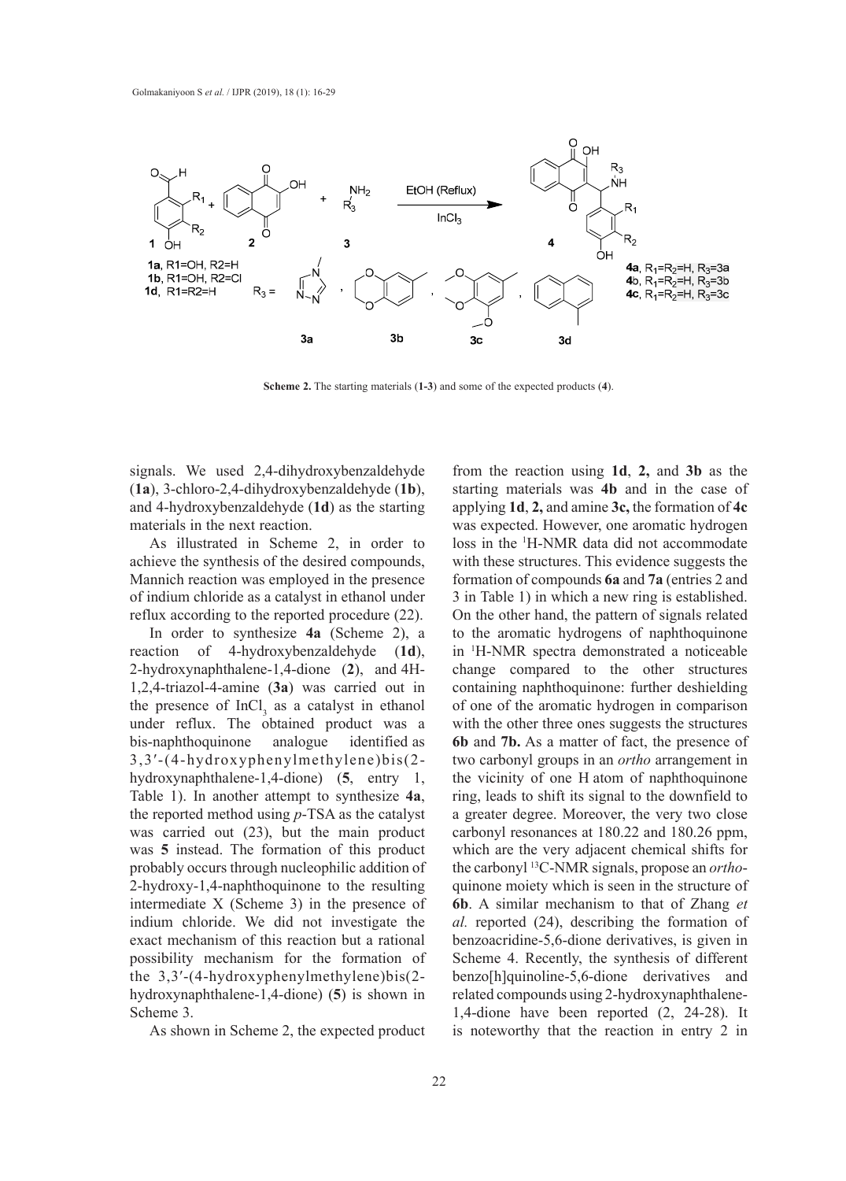Scheme 2. The starting materials (1-3) and some of the expected products (4).

signals. We used 2,4-dihydroxybenzaldehyde (**1a**), 3-chloro-2,4-dihydroxybenzaldehyde (**1b**), and 4-hydroxybenzaldehyde (**1d**) as the starting materials in the next reaction.

As illustrated in Scheme 2, in order to achieve the synthesis of the desired compounds, Mannich reaction was employed in the presence of indium chloride as a catalyst in ethanol under reflux according to the reported procedure (22).

In order to synthesize **4a** (Scheme 2), a reaction of 4-hydroxybenzaldehyde (**1d**), 2-hydroxynaphthalene-1,4-dione (**2**), and 4H-1,2,4-triazol-4-amine (**3a**) was carried out in the presence of $InCl_3$ as a catalyst in ethanol under reflux. The obtained product was a bis-naphthoquinone analogue identified as 3,3′-(4-hydroxyphenylmethylene)bis(2-hydroxynaphthalene-1,4-dione) (**5**, entry 1, Table 1). In another attempt to synthesize **4a**, the reported method using *p*-TSA as the catalyst was carried out (23), but the main product was **5** instead. The formation of this product probably occurs through nucleophilic addition of 2-hydroxy-1,4-naphthoquinone to the resulting intermediate X (Scheme 3) in the presence of indium chloride. We did not investigate the exact mechanism of this reaction but a rational possibility mechanism for the formation of the 3,3′-(4-hydroxyphenylmethylene)bis(2-hydroxynaphthalene-1,4-dione) (**5**) is shown in Scheme 3.

As shown in Scheme 2, the expected product from the reaction using **1d**, **2,** and **3b** as the starting materials was **4b** and in the case of applying **1d**, **2,** and amine **3c,** the formation of **4c** was expected. However, one aromatic hydrogen loss in the [1]H-NMR data did not accommodate with these structures. This evidence suggests the formation of compounds **6a** and **7a** (entries 2 and 3 in Table 1) in which a new ring is established. On the other hand, the pattern of signals related to the aromatic hydrogens of naphthoquinone in [1]H-NMR spectra demonstrated a noticeable change compared to the other structures containing naphthoquinone: further deshielding of one of the aromatic hydrogen in comparison with the other three ones suggests the structures **6b** and **7b.** As a matter of fact, the presence of two carbonyl groups in an *ortho* arrangement in the vicinity of one H atom of naphthoquinone ring, leads to shift its signal to the downfield to a greater degree. Moreover, the very two close carbonyl resonances at 180.22 and 180.26 ppm, which are the very adjacent chemical shifts for the carbonyl [13]C-NMR signals, propose an *ortho*-quinone moiety which is seen in the structure of **6b**. A similar mechanism to that of Zhang *et al.* reported (24), describing the formation of benzoacridine-5,6-dione derivatives, is given in Scheme 4. Recently, the synthesis of different benzo[h]quinoline-5,6-dione derivatives and related compounds using 2-hydroxynaphthalene-1,4-dione have been reported (2, 24-28). It is noteworthy that the reaction in entry 2 in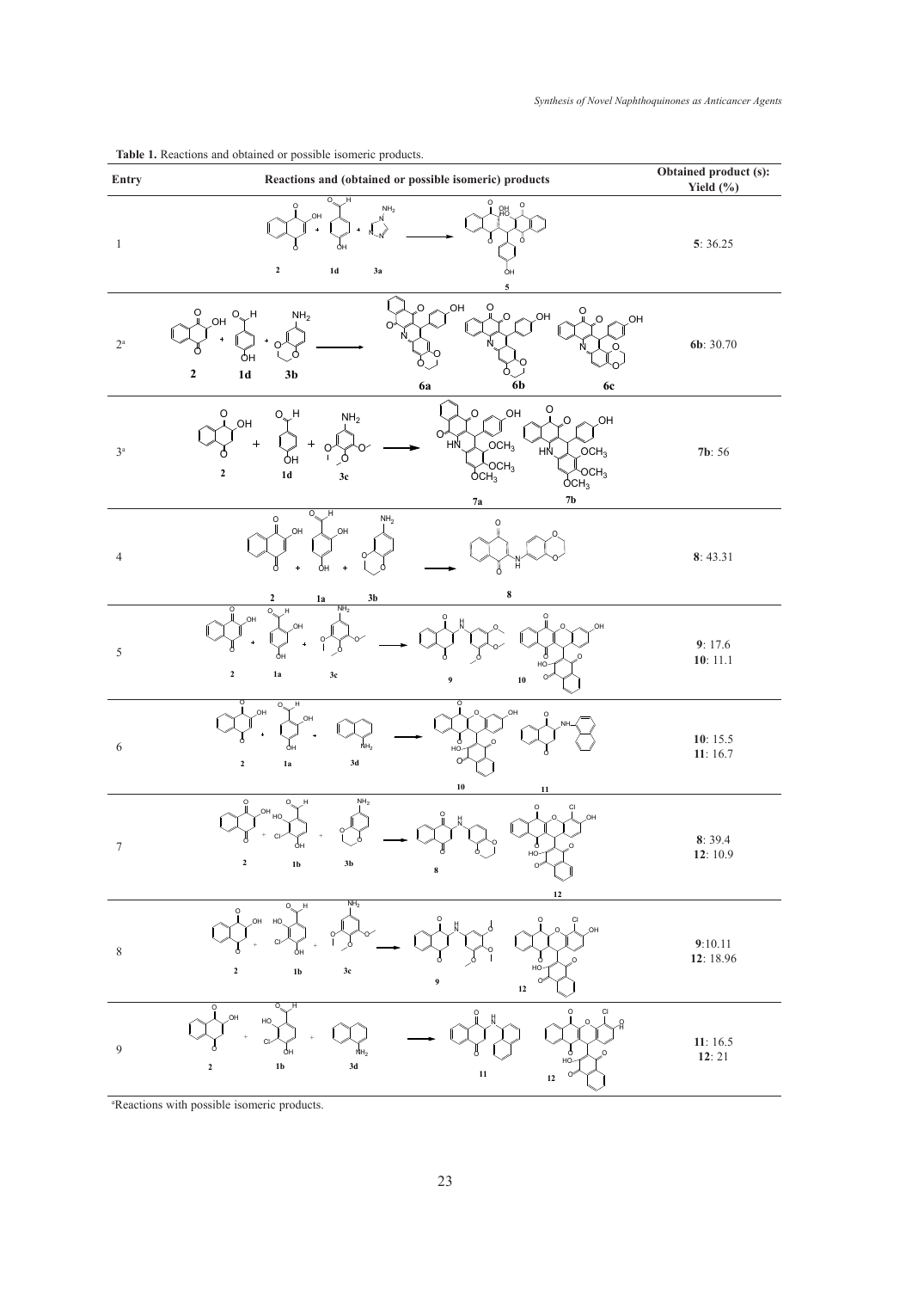**Table 1.** Reactions and obtained or possible isomeric products.

| Entry | Reactions and (obtained or possible isomeric) products | Obtained product (s): Yield (%) |
|---|---|---|
| 1 | 2 + 1d + 3a → 5 | **5**: 36.25 |
| 2[a] | 2 + 1d + 3b → 6a, 6b, 6c | **6b**: 30.70 |
| 3[a] | 2 + 1d + 3c → 7a, 7b | **7b**: 56 |
| 4 | 2 + 1a + 3b → 8 | **8**: 43.31 |
| 5 | 2 + 1a + 3c → 9, 10 | **9**: 17.6<br>**10**: 11.1 |
| 6 | 2 + 1a + 3d → 10, 11 | **10**: 15.5<br>**11**: 16.7 |
| 7 | 2 + 1b + 3b → 8, 12 | **8**: 39.4<br>**12**: 10.9 |
| 8 | 2 + 1b + 3c → 9, 12 | **9**:10.11<br>**12**: 18.96 |
| 9 | 2 + 1b + 3d → 11, 12 | **11**: 16.5<br>**12**: 21 |

[a]Reactions with possible isomeric products.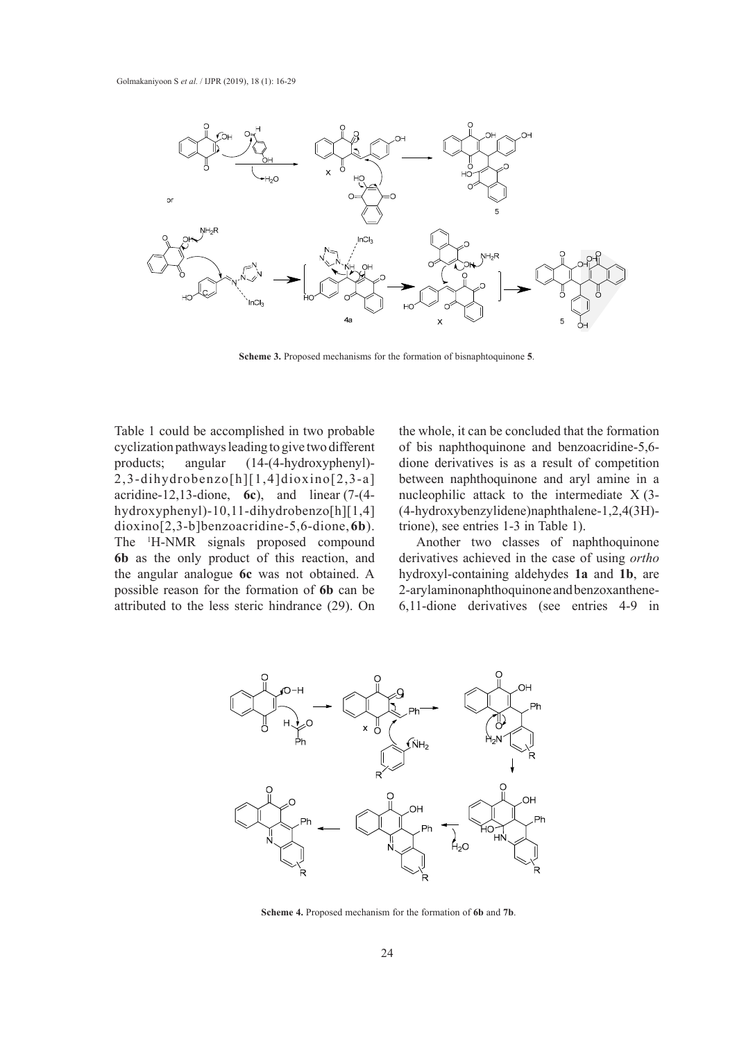**Scheme 3.** Proposed mechanisms for the formation of bisnaphtoquinone **5**.

Table 1 could be accomplished in two probable cyclization pathways leading to give two different products; angular (14-(4-hydroxyphenyl)-2,3-dihydrobenzo[h][1,4]dioxino[2,3-a]acridine-12,13-dione, **6c**), and linear (7-(4-hydroxyphenyl)-10,11-dihydrobenzo[h][1,4]dioxino[2,3-b]benzoacridine-5,6-dione, **6b**). The [1]H-NMR signals proposed compound **6b** as the only product of this reaction, and the angular analogue **6c** was not obtained. A possible reason for the formation of **6b** can be attributed to the less steric hindrance (29). On the whole, it can be concluded that the formation of bis naphthoquinone and benzoacridine-5,6-dione derivatives is as a result of competition between naphthoquinone and aryl amine in a nucleophilic attack to the intermediate X (3-(4-hydroxybenzylidene)naphthalene-1,2,4(3H)-trione), see entries 1-3 in Table 1).

Another two classes of naphthoquinone derivatives achieved in the case of using *ortho* hydroxyl-containing aldehydes **1a** and **1b**, are 2-arylaminonaphthoquinone and benzoxanthene-6,11-dione derivatives (see entries 4-9 in

**Scheme 4.** Proposed mechanism for the formation of **6b** and **7b**.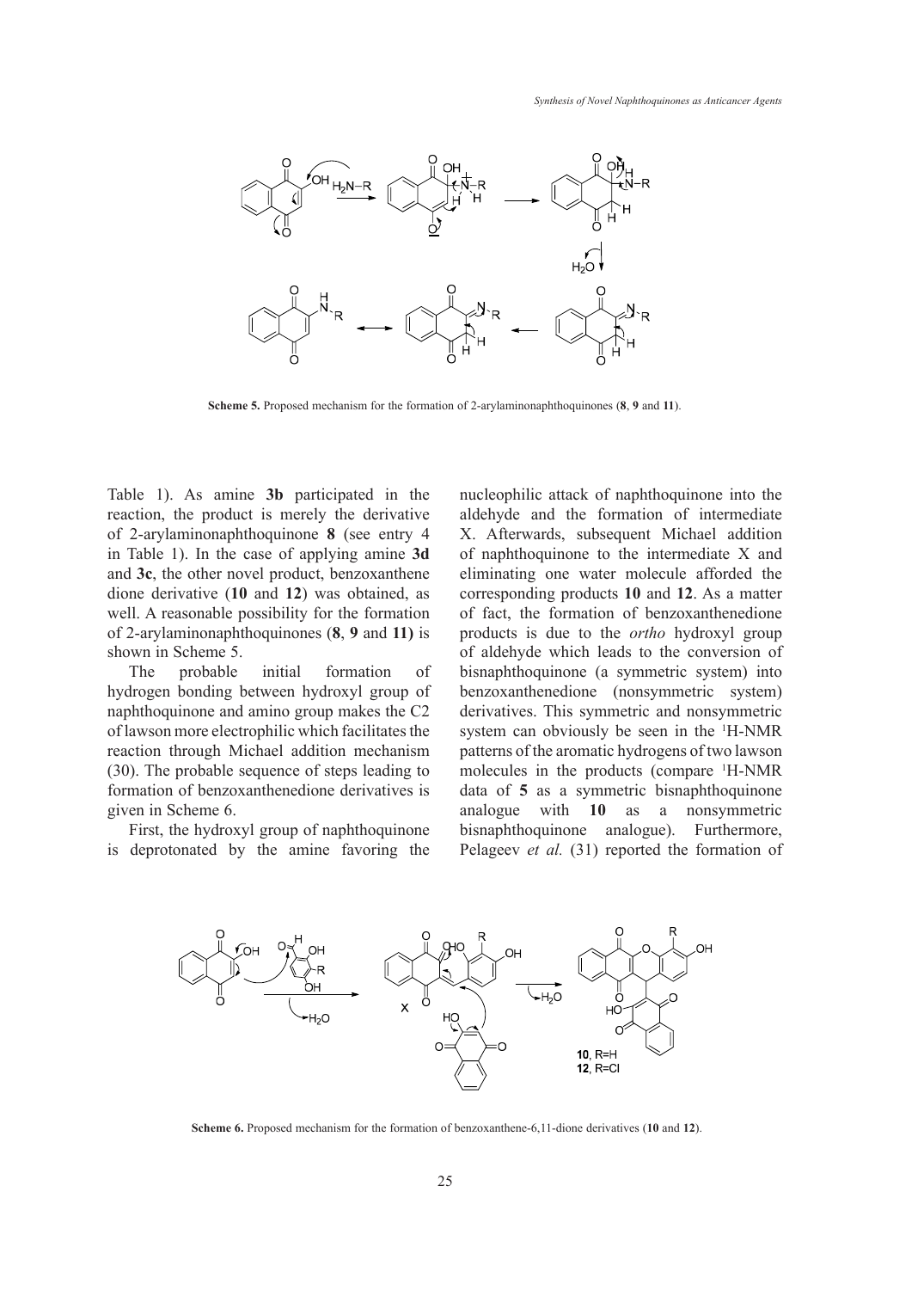**Scheme 5.** Proposed mechanism for the formation of 2-arylaminonaphthoquinones (**8**, **9** and **11**).

Table 1). As amine **3b** participated in the reaction, the product is merely the derivative of 2-arylaminonaphthoquinone **8** (see entry 4 in Table 1). In the case of applying amine **3d** and **3c**, the other novel product, benzoxanthene dione derivative (**10** and **12**) was obtained, as well. A reasonable possibility for the formation of 2-arylaminonaphthoquinones (**8**, **9** and **11)** is shown in Scheme 5.

The probable initial formation of hydrogen bonding between hydroxyl group of naphthoquinone and amino group makes the C2 of lawson more electrophilic which facilitates the reaction through Michael addition mechanism (30). The probable sequence of steps leading to formation of benzoxanthenedione derivatives is given in Scheme 6.

First, the hydroxyl group of naphthoquinone is deprotonated by the amine favoring the nucleophilic attack of naphthoquinone into the aldehyde and the formation of intermediate X. Afterwards, subsequent Michael addition of naphthoquinone to the intermediate X and eliminating one water molecule afforded the corresponding products **10** and **12**. As a matter of fact, the formation of benzoxanthenedione products is due to the *ortho* hydroxyl group of aldehyde which leads to the conversion of bisnaphthoquinone (a symmetric system) into benzoxanthenedione (nonsymmetric system) derivatives. This symmetric and nonsymmetric system can obviously be seen in the $^{1}$H-NMR patterns of the aromatic hydrogens of two lawson molecules in the products (compare $^{1}$H-NMR data of **5** as a symmetric bisnaphthoquinone analogue with **10** as a nonsymmetric bisnaphthoquinone analogue). Furthermore, Pelageev *et al.* (31) reported the formation of

**Scheme 6.** Proposed mechanism for the formation of benzoxanthene-6,11-dione derivatives (**10** and **12**).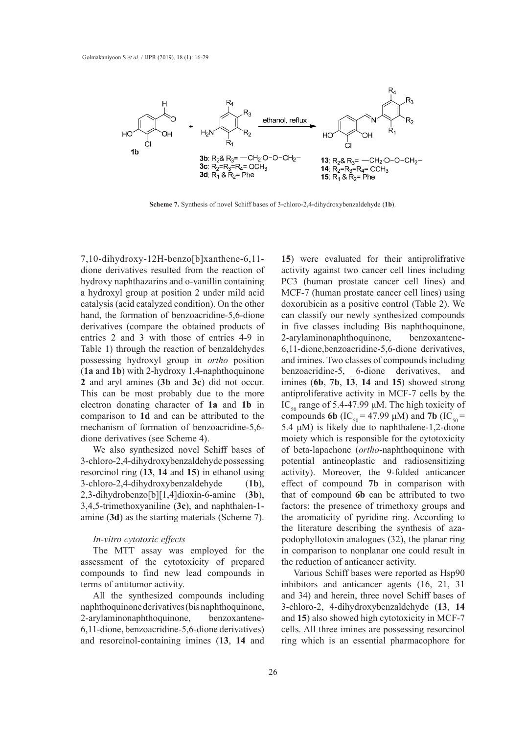**Scheme 7.** Synthesis of novel Schiff bases of 3-chloro-2,4-dihydroxybenzaldehyde (**1b**).

7,10-dihydroxy-12H-benzo[b]xanthene-6,11-dione derivatives resulted from the reaction of hydroxy naphthazarins and o-vanillin containing a hydroxyl group at position 2 under mild acid catalysis (acid catalyzed condition). On the other hand, the formation of benzoacridine-5,6-dione derivatives (compare the obtained products of entries 2 and 3 with those of entries 4-9 in Table 1) through the reaction of benzaldehydes possessing hydroxyl group in *ortho* position (**1a** and **1b**) with 2-hydroxy 1,4-naphthoquinone **2** and aryl amines (**3b** and **3c**) did not occur. This can be most probably due to the more electron donating character of **1a** and **1b** in comparison to **1d** and can be attributed to the mechanism of formation of benzoacridine-5,6-dione derivatives (see Scheme 4).

We also synthesized novel Schiff bases of 3-chloro-2,4-dihydroxybenzaldehyde possessing resorcinol ring (**13**, **14** and **15**) in ethanol using 3-chloro-2,4-dihydroxybenzaldehyde (**1b**), 2,3-dihydrobenzo[b][1,4]dioxin-6-amine (**3b**), 3,4,5-trimethoxyaniline (**3c**), and naphthalen-1-amine (**3d**) as the starting materials (Scheme 7).

*In-vitro cytotoxic effects*

The MTT assay was employed for the assessment of the cytotoxicity of prepared compounds to find new lead compounds in terms of antitumor activity.

All the synthesized compounds including naphthoquinone derivatives (bis naphthoquinone, 2-arylaminonaphthoquinone, benzoxantene-6,11-dione, benzoacridine-5,6-dione derivatives) and resorcinol-containing imines (**13**, **14** and **15**) were evaluated for their antiprolifrative activity against two cancer cell lines including PC3 (human prostate cancer cell lines) and MCF-7 (human prostate cancer cell lines) using doxorubicin as a positive control (Table 2). We can classify our newly synthesized compounds in five classes including Bis naphthoquinone, 2-arylaminonaphthoquinone, benzoxantene-6,11-dione,benzoacridine-5,6-dione derivatives, and imines. Two classes of compounds including benzoacridine-5, 6-dione derivatives, and imines (**6b**, **7b**, **13**, **14** and **15**) showed strong antiproliferative activity in MCF-7 cells by the $IC_{50}$ range of 5.4-47.99 μM. The high toxicity of compounds **6b** ($IC_{50}$ = 47.99 μM) and **7b** ($IC_{50}$ = 5.4 μM) is likely due to naphthalene-1,2-dione moiety which is responsible for the cytotoxicity of beta-lapachone (*ortho*-naphthoquinone with potential antineoplastic and radiosensitizing activity). Moreover, the 9-folded anticancer effect of compound **7b** in comparison with that of compound **6b** can be attributed to two factors: the presence of trimethoxy groups and the aromaticity of pyridine ring. According to the literature describing the synthesis of aza-podophyllotoxin analogues (32), the planar ring in comparison to nonplanar one could result in the reduction of anticancer activity.

Various Schiff bases were reported as Hsp90 inhibitors and anticancer agents (16, 21, 31 and 34) and herein, three novel Schiff bases of 3-chloro-2, 4-dihydroxybenzaldehyde (**13**, **14** and **15**) also showed high cytotoxicity in MCF-7 cells. All three imines are possessing resorcinol ring which is an essential pharmacophore for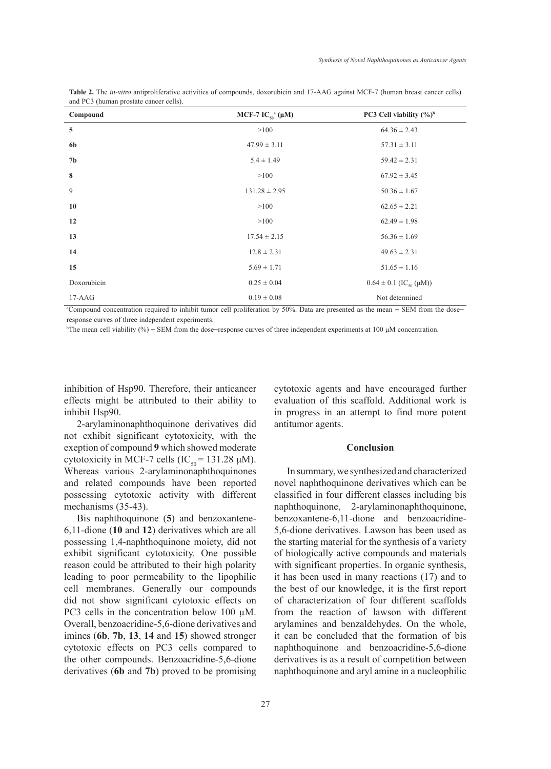**Table 2.** The *in-vitro* antiproliferative activities of compounds, doxorubicin and 17-AAG against MCF-7 (human breast cancer cells) and PC3 (human prostate cancer cells).

| Compound | MCF-7 $IC_{50}$[a] (μM) | PC3 Cell viability (%)[b] |
|---|---|---|
| **5** | >100 | 64.36 ± 2.43 |
| **6b** | 47.99 ± 3.11 | 57.31 ± 3.11 |
| **7b** | 5.4 ± 1.49 | 59.42 ± 2.31 |
| **8** | >100 | 67.92 ± 3.45 |
| 9 | 131.28 ± 2.95 | 50.36 ± 1.67 |
| **10** | >100 | 62.65 ± 2.21 |
| **12** | >100 | 62.49 ± 1.98 |
| **13** | 17.54 ± 2.15 | 56.36 ± 1.69 |
| **14** | 12.8 ± 2.31 | 49.63 ± 2.31 |
| **15** | 5.69 ± 1.71 | 51.65 ± 1.16 |
| Doxorubicin | 0.25 ± 0.04 | 0.64 ± 0.1 ($IC_{50}$ (μM)) |
| 17-AAG | 0.19 ± 0.08 | Not determined |

[a]Compound concentration required to inhibit tumor cell proliferation by 50%. Data are presented as the mean ± SEM from the dose−response curves of three independent experiments.

[b]The mean cell viability (%) ± SEM from the dose−response curves of three independent experiments at 100 μM concentration.

inhibition of Hsp90. Therefore, their anticancer effects might be attributed to their ability to inhibit Hsp90.

2-arylaminonaphthoquinone derivatives did not exhibit significant cytotoxicity, with the exeption of compound **9** which showed moderate cytotoxicity in MCF-7 cells ($IC_{50}$ = 131.28 μM). Whereas various 2-arylaminonaphthoquinones and related compounds have been reported possessing cytotoxic activity with different mechanisms (35-43).

Bis naphthoquinone (**5**) and benzoxantene-6,11-dione (**10** and **12**) derivatives which are all possessing 1,4-naphthoquinone moiety, did not exhibit significant cytotoxicity. One possible reason could be attributed to their high polarity leading to poor permeability to the lipophilic cell membranes. Generally our compounds did not show significant cytotoxic effects on PC3 cells in the concentration below 100 μM. Overall, benzoacridine-5,6-dione derivatives and imines (**6b**, **7b**, **13**, **14** and **15**) showed stronger cytotoxic effects on PC3 cells compared to the other compounds. Benzoacridine-5,6-dione derivatives (**6b** and **7b**) proved to be promising cytotoxic agents and have encouraged further evaluation of this scaffold. Additional work is in progress in an attempt to find more potent antitumor agents.

## Conclusion

In summary, we synthesized and characterized novel naphthoquinone derivatives which can be classified in four different classes including bis naphthoquinone, 2-arylaminonaphthoquinone, benzoxantene-6,11-dione and benzoacridine-5,6-dione derivatives. Lawson has been used as the starting material for the synthesis of a variety of biologically active compounds and materials with significant properties. In organic synthesis, it has been used in many reactions (17) and to the best of our knowledge, it is the first report of characterization of four different scaffolds from the reaction of lawson with different arylamines and benzaldehydes. On the whole, it can be concluded that the formation of bis naphthoquinone and benzoacridine-5,6-dione derivatives is as a result of competition between naphthoquinone and aryl amine in a nucleophilic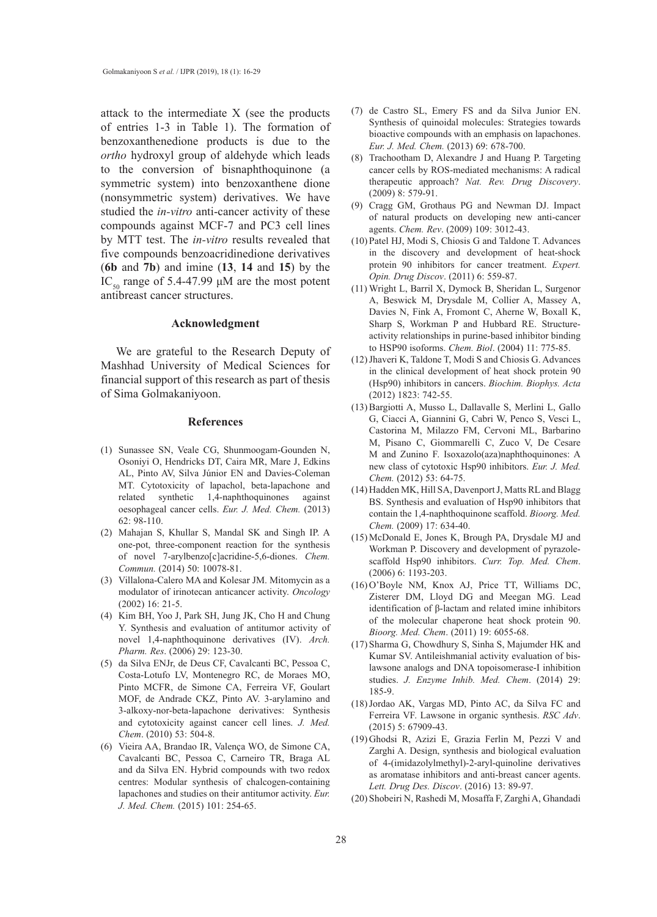attack to the intermediate X (see the products of entries 1-3 in Table 1). The formation of benzoxanthenedione products is due to the *ortho* hydroxyl group of aldehyde which leads to the conversion of bisnaphthoquinone (a symmetric system) into benzoxanthene dione (nonsymmetric system) derivatives. We have studied the *in-vitro* anti-cancer activity of these compounds against MCF-7 and PC3 cell lines by MTT test. The *in-vitro* results revealed that five compounds benzoacridinedione derivatives (**6b** and **7b**) and imine (**13**, **14** and **15**) by the $IC_{50}$ range of 5.4-47.99 μM are the most potent antibreast cancer structures.

## Acknowledgment

We are grateful to the Research Deputy of Mashhad University of Medical Sciences for financial support of this research as part of thesis of Sima Golmakaniyoon.

## References

(1) Sunassee SN, Veale CG, Shunmoogam-Gounden N, Osoniyi O, Hendricks DT, Caira MR, Mare J, Edkins AL, Pinto AV, Silva Júnior EN and Davies-Coleman MT. Cytotoxicity of lapachol, beta-lapachone and related synthetic 1,4-naphthoquinones against oesophageal cancer cells. *Eur. J. Med. Chem.* (2013) 62: 98-110.

(2) Mahajan S, Khullar S, Mandal SK and Singh IP. A one-pot, three-component reaction for the synthesis of novel 7-arylbenzo[c]acridine-5,6-diones. *Chem. Commun.* (2014) 50: 10078-81.

(3) Villalona-Calero MA and Kolesar JM. Mitomycin as a modulator of irinotecan anticancer activity. *Oncology* (2002) 16: 21-5.

(4) Kim BH, Yoo J, Park SH, Jung JK, Cho H and Chung Y. Synthesis and evaluation of antitumor activity of novel 1,4-naphthoquinone derivatives (IV). *Arch. Pharm. Res*. (2006) 29: 123-30.

(5) da Silva ENJr, de Deus CF, Cavalcanti BC, Pessoa C, Costa-Lotufo LV, Montenegro RC, de Moraes MO, Pinto MCFR, de Simone CA, Ferreira VF, Goulart MOF, de Andrade CKZ, Pinto AV. 3-arylamino and 3-alkoxy-nor-beta-lapachone derivatives: Synthesis and cytotoxicity against cancer cell lines. *J. Med. Chem*. (2010) 53: 504-8.

(6) Vieira AA, Brandao IR, Valença WO, de Simone CA, Cavalcanti BC, Pessoa C, Carneiro TR, Braga AL and da Silva EN. Hybrid compounds with two redox centres: Modular synthesis of chalcogen-containing lapachones and studies on their antitumor activity. *Eur. J. Med. Chem.* (2015) 101: 254-65.

(7) de Castro SL, Emery FS and da Silva Junior EN. Synthesis of quinoidal molecules: Strategies towards bioactive compounds with an emphasis on lapachones. *Eur. J. Med. Chem.* (2013) 69: 678-700.

(8) Trachootham D, Alexandre J and Huang P. Targeting cancer cells by ROS-mediated mechanisms: A radical therapeutic approach? *Nat. Rev. Drug Discovery*. (2009) 8: 579-91.

(9) Cragg GM, Grothaus PG and Newman DJ. Impact of natural products on developing new anti-cancer agents. *Chem. Rev*. (2009) 109: 3012-43.

(10) Patel HJ, Modi S, Chiosis G and Taldone T. Advances in the discovery and development of heat-shock protein 90 inhibitors for cancer treatment. *Expert. Opin. Drug Discov*. (2011) 6: 559-87.

(11) Wright L, Barril X, Dymock B, Sheridan L, Surgenor A, Beswick M, Drysdale M, Collier A, Massey A, Davies N, Fink A, Fromont C, Aherne W, Boxall K, Sharp S, Workman P and Hubbard RE. Structure-activity relationships in purine-based inhibitor binding to HSP90 isoforms. *Chem. Biol*. (2004) 11: 775-85.

(12) Jhaveri K, Taldone T, Modi S and Chiosis G. Advances in the clinical development of heat shock protein 90 (Hsp90) inhibitors in cancers. *Biochim. Biophys. Acta* (2012) 1823: 742-55.

(13) Bargiotti A, Musso L, Dallavalle S, Merlini L, Gallo G, Ciacci A, Giannini G, Cabri W, Penco S, Vesci L, Castorina M, Milazzo FM, Cervoni ML, Barbarino M, Pisano C, Giommarelli C, Zuco V, De Cesare M and Zunino F. Isoxazolo(aza)naphthoquinones: A new class of cytotoxic Hsp90 inhibitors. *Eur. J. Med. Chem.* (2012) 53: 64-75.

(14) Hadden MK, Hill SA, Davenport J, Matts RL and Blagg BS. Synthesis and evaluation of Hsp90 inhibitors that contain the 1,4-naphthoquinone scaffold. *Bioorg. Med. Chem.* (2009) 17: 634-40.

(15) McDonald E, Jones K, Brough PA, Drysdale MJ and Workman P. Discovery and development of pyrazole-scaffold Hsp90 inhibitors. *Curr. Top. Med. Chem*. (2006) 6: 1193-203.

(16) O'Boyle NM, Knox AJ, Price TT, Williams DC, Zisterer DM, Lloyd DG and Meegan MG. Lead identification of β-lactam and related imine inhibitors of the molecular chaperone heat shock protein 90. *Bioorg. Med. Chem*. (2011) 19: 6055-68.

(17) Sharma G, Chowdhury S, Sinha S, Majumder HK and Kumar SV. Antileishmanial activity evaluation of bis-lawsone analogs and DNA topoisomerase-I inhibition studies. *J. Enzyme Inhib. Med. Chem*. (2014) 29: 185-9.

(18) Jordao AK, Vargas MD, Pinto AC, da Silva FC and Ferreira VF. Lawsone in organic synthesis. *RSC Adv*. (2015) 5: 67909-43.

(19) Ghodsi R, Azizi E, Grazia Ferlin M, Pezzi V and Zarghi A. Design, synthesis and biological evaluation of 4-(imidazolylmethyl)-2-aryl-quinoline derivatives as aromatase inhibitors and anti-breast cancer agents. *Lett. Drug Des. Discov*. (2016) 13: 89-97.

(20) Shobeiri N, Rashedi M, Mosaffa F, Zarghi A, Ghandadi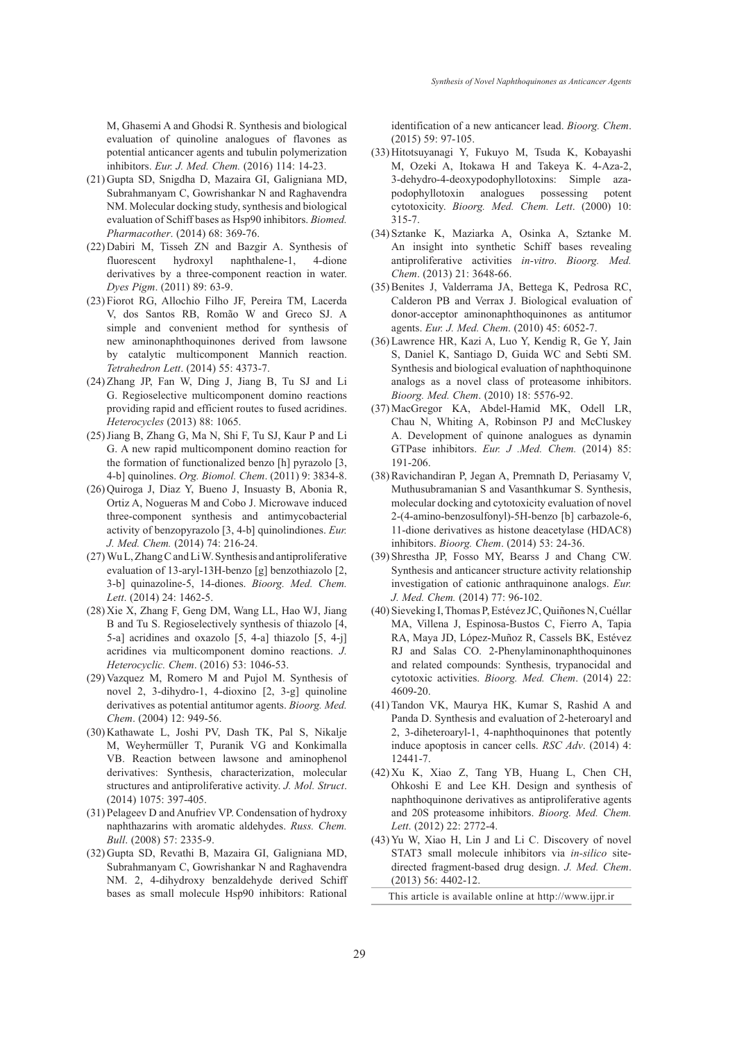M, Ghasemi A and Ghodsi R. Synthesis and biological evaluation of quinoline analogues of flavones as potential anticancer agents and tubulin polymerization inhibitors. *Eur. J. Med. Chem.* (2016) 114: 14-23.

(21) Gupta SD, Snigdha D, Mazaira GI, Galigniana MD, Subrahmanyam C, Gowrishankar N and Raghavendra NM. Molecular docking study, synthesis and biological evaluation of Schiff bases as Hsp90 inhibitors. *Biomed. Pharmacother*. (2014) 68: 369-76.

(22) Dabiri M, Tisseh ZN and Bazgir A. Synthesis of fluorescent hydroxyl naphthalene-1, 4-dione derivatives by a three-component reaction in water. *Dyes Pigm*. (2011) 89: 63-9.

(23) Fiorot RG, Allochio Filho JF, Pereira TM, Lacerda V, dos Santos RB, Romão W and Greco SJ. A simple and convenient method for synthesis of new aminonaphthoquinones derived from lawsone by catalytic multicomponent Mannich reaction. *Tetrahedron Lett*. (2014) 55: 4373-7.

(24) Zhang JP, Fan W, Ding J, Jiang B, Tu SJ and Li G. Regioselective multicomponent domino reactions providing rapid and efficient routes to fused acridines. *Heterocycles* (2013) 88: 1065.

(25) Jiang B, Zhang G, Ma N, Shi F, Tu SJ, Kaur P and Li G. A new rapid multicomponent domino reaction for the formation of functionalized benzo [h] pyrazolo [3, 4-b] quinolines. *Org. Biomol. Chem*. (2011) 9: 3834-8.

(26) Quiroga J, Diaz Y, Bueno J, Insuasty B, Abonia R, Ortiz A, Nogueras M and Cobo J. Microwave induced three-component synthesis and antimycobacterial activity of benzopyrazolo [3, 4-b] quinolindiones. *Eur. J. Med. Chem.* (2014) 74: 216-24.

(27) Wu L, Zhang C and Li W. Synthesis and antiproliferative evaluation of 13-aryl-13H-benzo [g] benzothiazolo [2, 3-b] quinazoline-5, 14-diones. *Bioorg. Med. Chem. Lett*. (2014) 24: 1462-5.

(28) Xie X, Zhang F, Geng DM, Wang LL, Hao WJ, Jiang B and Tu S. Regioselectively synthesis of thiazolo [4, 5-a] acridines and oxazolo [5, 4-a] thiazolo [5, 4-j] acridines via multicomponent domino reactions. *J. Heterocyclic. Chem*. (2016) 53: 1046-53.

(29) Vazquez M, Romero M and Pujol M. Synthesis of novel 2, 3-dihydro-1, 4-dioxino [2, 3-g] quinoline derivatives as potential antitumor agents. *Bioorg. Med. Chem*. (2004) 12: 949-56.

(30) Kathawate L, Joshi PV, Dash TK, Pal S, Nikalje M, Weyhermüller T, Puranik VG and Konkimalla VB. Reaction between lawsone and aminophenol derivatives: Synthesis, characterization, molecular structures and antiproliferative activity. *J. Mol. Struct*. (2014) 1075: 397-405.

(31) Pelageev D and Anufriev VP. Condensation of hydroxy naphthazarins with aromatic aldehydes. *Russ. Chem. Bull*. (2008) 57: 2335-9.

(32) Gupta SD, Revathi B, Mazaira GI, Galigniana MD, Subrahmanyam C, Gowrishankar N and Raghavendra NM. 2, 4-dihydroxy benzaldehyde derived Schiff bases as small molecule Hsp90 inhibitors: Rational identification of a new anticancer lead. *Bioorg. Chem*. (2015) 59: 97-105.

(33) Hitotsuyanagi Y, Fukuyo M, Tsuda K, Kobayashi M, Ozeki A, Itokawa H and Takeya K. 4-Aza-2, 3-dehydro-4-deoxypodophyllotoxins: Simple aza-podophyllotoxin analogues possessing potent cytotoxicity. *Bioorg. Med. Chem. Lett*. (2000) 10: 315-7.

(34) Sztanke K, Maziarka A, Osinka A, Sztanke M. An insight into synthetic Schiff bases revealing antiproliferative activities *in-vitro*. *Bioorg. Med. Chem*. (2013) 21: 3648-66.

(35) Benites J, Valderrama JA, Bettega K, Pedrosa RC, Calderon PB and Verrax J. Biological evaluation of donor-acceptor aminonaphthoquinones as antitumor agents. *Eur. J. Med. Chem*. (2010) 45: 6052-7.

(36) Lawrence HR, Kazi A, Luo Y, Kendig R, Ge Y, Jain S, Daniel K, Santiago D, Guida WC and Sebti SM. Synthesis and biological evaluation of naphthoquinone analogs as a novel class of proteasome inhibitors. *Bioorg. Med. Chem*. (2010) 18: 5576-92.

(37) MacGregor KA, Abdel-Hamid MK, Odell LR, Chau N, Whiting A, Robinson PJ and McCluskey A. Development of quinone analogues as dynamin GTPase inhibitors. *Eur. J .Med. Chem.* (2014) 85: 191-206.

(38) Ravichandiran P, Jegan A, Premnath D, Periasamy V, Muthusubramanian S and Vasanthkumar S. Synthesis, molecular docking and cytotoxicity evaluation of novel 2-(4-amino-benzosulfonyl)-5H-benzo [b] carbazole-6, 11-dione derivatives as histone deacetylase (HDAC8) inhibitors. *Bioorg. Chem*. (2014) 53: 24-36.

(39) Shrestha JP, Fosso MY, Bearss J and Chang CW. Synthesis and anticancer structure activity relationship investigation of cationic anthraquinone analogs. *Eur. J. Med. Chem.* (2014) 77: 96-102.

(40) Sieveking I, Thomas P, Estévez JC, Quiñones N, Cuéllar MA, Villena J, Espinosa-Bustos C, Fierro A, Tapia RA, Maya JD, López-Muñoz R, Cassels BK, Estévez RJ and Salas CO. 2-Phenylaminonaphthoquinones and related compounds: Synthesis, trypanocidal and cytotoxic activities. *Bioorg. Med. Chem*. (2014) 22: 4609-20.

(41) Tandon VK, Maurya HK, Kumar S, Rashid A and Panda D. Synthesis and evaluation of 2-heteroaryl and 2, 3-diheteroaryl-1, 4-naphthoquinones that potently induce apoptosis in cancer cells. *RSC Adv*. (2014) 4: 12441-7.

(42) Xu K, Xiao Z, Tang YB, Huang L, Chen CH, Ohkoshi E and Lee KH. Design and synthesis of naphthoquinone derivatives as antiproliferative agents and 20S proteasome inhibitors. *Bioorg. Med. Chem. Lett*. (2012) 22: 2772-4.

(43) Yu W, Xiao H, Lin J and Li C. Discovery of novel STAT3 small molecule inhibitors via *in-silico* site-directed fragment-based drug design. *J. Med. Chem*. (2013) 56: 4402-12.

This article is available online at http://www.ijpr.ir